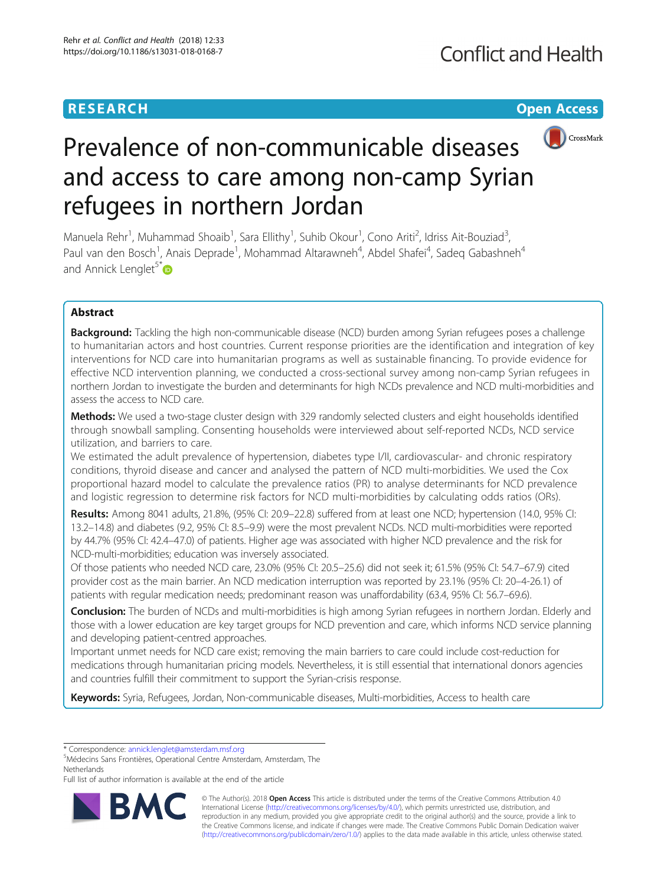# Prevalence of non-communicable diseases and access to care among non-camp Syrian refugees in northern Jordan

**RESEARCH** **Open Access**

Manuela Rehr[1], Muhammad Shoaib[1], Sara Ellithy[1], Suhib Okour[1], Cono Ariti[2], Idriss Ait-Bouziad[3], Paul van den Bosch[1], Anais Deprade[1], Mohammad Altarawneh[4], Abdel Shafei[4], Sadeq Gabashneh[4] and Annick Lenglet[5*]

## Abstract

**Background:** Tackling the high non-communicable disease (NCD) burden among Syrian refugees poses a challenge to humanitarian actors and host countries. Current response priorities are the identification and integration of key interventions for NCD care into humanitarian programs as well as sustainable financing. To provide evidence for effective NCD intervention planning, we conducted a cross-sectional survey among non-camp Syrian refugees in northern Jordan to investigate the burden and determinants for high NCDs prevalence and NCD multi-morbidities and assess the access to NCD care.

**Methods:** We used a two-stage cluster design with 329 randomly selected clusters and eight households identified through snowball sampling. Consenting households were interviewed about self-reported NCDs, NCD service utilization, and barriers to care.

We estimated the adult prevalence of hypertension, diabetes type I/II, cardiovascular- and chronic respiratory conditions, thyroid disease and cancer and analysed the pattern of NCD multi-morbidities. We used the Cox proportional hazard model to calculate the prevalence ratios (PR) to analyse determinants for NCD prevalence and logistic regression to determine risk factors for NCD multi-morbidities by calculating odds ratios (ORs).

**Results:** Among 8041 adults, 21.8%, (95% CI: 20.9–22.8) suffered from at least one NCD; hypertension (14.0, 95% CI: 13.2–14.8) and diabetes (9.2, 95% CI: 8.5–9.9) were the most prevalent NCDs. NCD multi-morbidities were reported by 44.7% (95% CI: 42.4–47.0) of patients. Higher age was associated with higher NCD prevalence and the risk for NCD-multi-morbidities; education was inversely associated.

Of those patients who needed NCD care, 23.0% (95% CI: 20.5–25.6) did not seek it; 61.5% (95% CI: 54.7–67.9) cited provider cost as the main barrier. An NCD medication interruption was reported by 23.1% (95% CI: 20–4-26.1) of patients with regular medication needs; predominant reason was unaffordability (63.4, 95% CI: 56.7–69.6).

**Conclusion:** The burden of NCDs and multi-morbidities is high among Syrian refugees in northern Jordan. Elderly and those with a lower education are key target groups for NCD prevention and care, which informs NCD service planning and developing patient-centred approaches.

Important unmet needs for NCD care exist; removing the main barriers to care could include cost-reduction for medications through humanitarian pricing models. Nevertheless, it is still essential that international donors agencies and countries fulfill their commitment to support the Syrian-crisis response.

**Keywords:** Syria, Refugees, Jordan, Non-communicable diseases, Multi-morbidities, Access to health care

\* Correspondence: annick.lenglet@amsterdam.msf.org
[5]Médecins Sans Frontières, Operational Centre Amsterdam, Amsterdam, The Netherlands
Full list of author information is available at the end of the article

© The Author(s). 2018 **Open Access** This article is distributed under the terms of the Creative Commons Attribution 4.0 International License (http://creativecommons.org/licenses/by/4.0/), which permits unrestricted use, distribution, and reproduction in any medium, provided you give appropriate credit to the original author(s) and the source, provide a link to the Creative Commons license, and indicate if changes were made. The Creative Commons Public Domain Dedication waiver (http://creativecommons.org/publicdomain/zero/1.0/) applies to the data made available in this article, unless otherwise stated.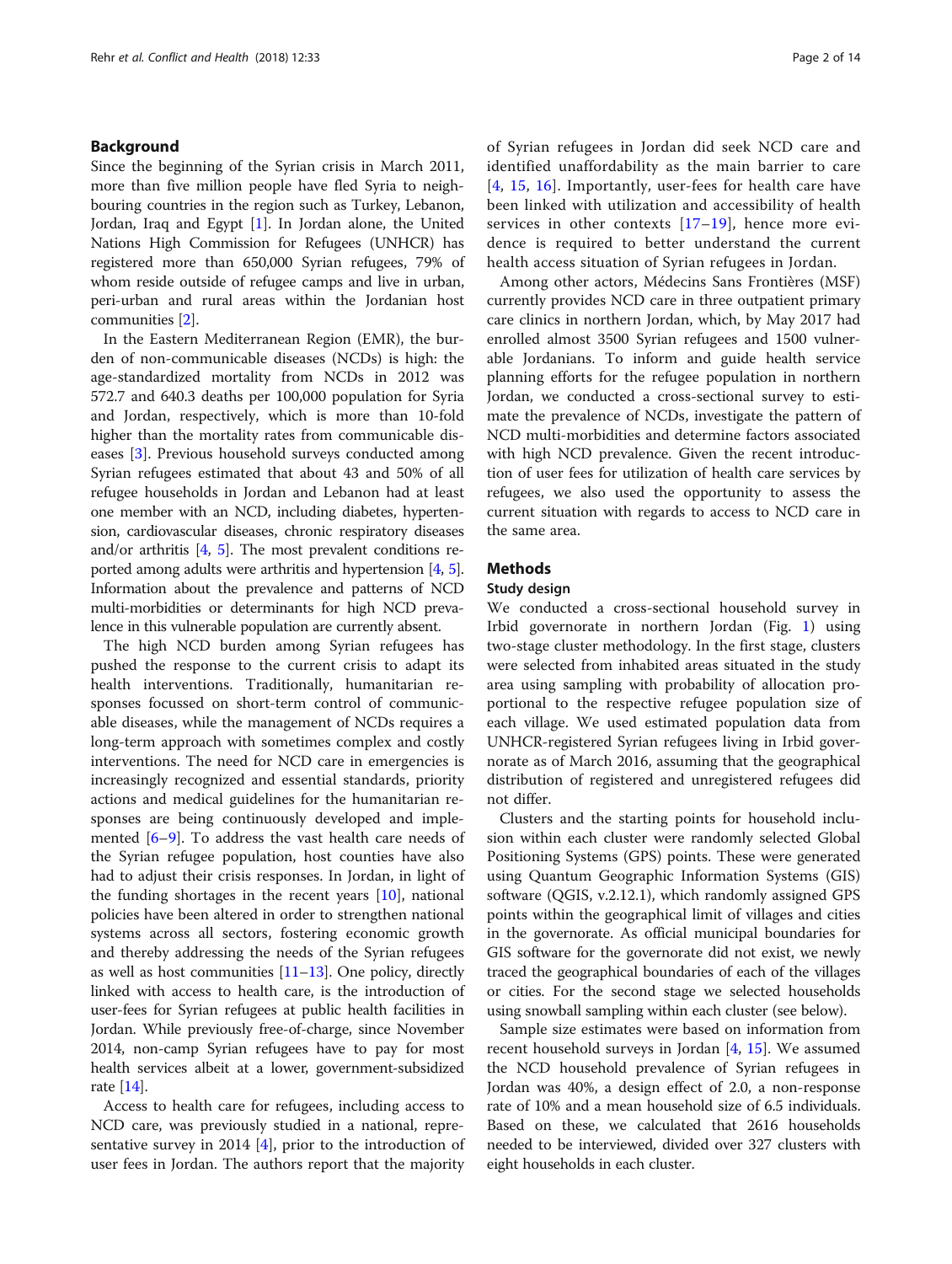## Background

Since the beginning of the Syrian crisis in March 2011, more than five million people have fled Syria to neighbouring countries in the region such as Turkey, Lebanon, Jordan, Iraq and Egypt [1]. In Jordan alone, the United Nations High Commission for Refugees (UNHCR) has registered more than 650,000 Syrian refugees, 79% of whom reside outside of refugee camps and live in urban, peri-urban and rural areas within the Jordanian host communities [2].

In the Eastern Mediterranean Region (EMR), the burden of non-communicable diseases (NCDs) is high: the age-standardized mortality from NCDs in 2012 was 572.7 and 640.3 deaths per 100,000 population for Syria and Jordan, respectively, which is more than 10-fold higher than the mortality rates from communicable diseases [3]. Previous household surveys conducted among Syrian refugees estimated that about 43 and 50% of all refugee households in Jordan and Lebanon had at least one member with an NCD, including diabetes, hypertension, cardiovascular diseases, chronic respiratory diseases and/or arthritis [4, 5]. The most prevalent conditions reported among adults were arthritis and hypertension [4, 5]. Information about the prevalence and patterns of NCD multi-morbidities or determinants for high NCD prevalence in this vulnerable population are currently absent.

The high NCD burden among Syrian refugees has pushed the response to the current crisis to adapt its health interventions. Traditionally, humanitarian responses focussed on short-term control of communicable diseases, while the management of NCDs requires a long-term approach with sometimes complex and costly interventions. The need for NCD care in emergencies is increasingly recognized and essential standards, priority actions and medical guidelines for the humanitarian responses are being continuously developed and implemented [6–9]. To address the vast health care needs of the Syrian refugee population, host counties have also had to adjust their crisis responses. In Jordan, in light of the funding shortages in the recent years [10], national policies have been altered in order to strengthen national systems across all sectors, fostering economic growth and thereby addressing the needs of the Syrian refugees as well as host communities [11–13]. One policy, directly linked with access to health care, is the introduction of user-fees for Syrian refugees at public health facilities in Jordan. While previously free-of-charge, since November 2014, non-camp Syrian refugees have to pay for most health services albeit at a lower, government-subsidized rate [14].

Access to health care for refugees, including access to NCD care, was previously studied in a national, representative survey in 2014 [4], prior to the introduction of user fees in Jordan. The authors report that the majority of Syrian refugees in Jordan did seek NCD care and identified unaffordability as the main barrier to care [4, 15, 16]. Importantly, user-fees for health care have been linked with utilization and accessibility of health services in other contexts [17–19], hence more evidence is required to better understand the current health access situation of Syrian refugees in Jordan.

Among other actors, Médecins Sans Frontières (MSF) currently provides NCD care in three outpatient primary care clinics in northern Jordan, which, by May 2017 had enrolled almost 3500 Syrian refugees and 1500 vulnerable Jordanians. To inform and guide health service planning efforts for the refugee population in northern Jordan, we conducted a cross-sectional survey to estimate the prevalence of NCDs, investigate the pattern of NCD multi-morbidities and determine factors associated with high NCD prevalence. Given the recent introduction of user fees for utilization of health care services by refugees, we also used the opportunity to assess the current situation with regards to access to NCD care in the same area.

## Methods

### Study design

We conducted a cross-sectional household survey in Irbid governorate in northern Jordan (Fig. 1) using two-stage cluster methodology. In the first stage, clusters were selected from inhabited areas situated in the study area using sampling with probability of allocation proportional to the respective refugee population size of each village. We used estimated population data from UNHCR-registered Syrian refugees living in Irbid governorate as of March 2016, assuming that the geographical distribution of registered and unregistered refugees did not differ.

Clusters and the starting points for household inclusion within each cluster were randomly selected Global Positioning Systems (GPS) points. These were generated using Quantum Geographic Information Systems (GIS) software (QGIS, v.2.12.1), which randomly assigned GPS points within the geographical limit of villages and cities in the governorate. As official municipal boundaries for GIS software for the governorate did not exist, we newly traced the geographical boundaries of each of the villages or cities. For the second stage we selected households using snowball sampling within each cluster (see below).

Sample size estimates were based on information from recent household surveys in Jordan [4, 15]. We assumed the NCD household prevalence of Syrian refugees in Jordan was 40%, a design effect of 2.0, a non-response rate of 10% and a mean household size of 6.5 individuals. Based on these, we calculated that 2616 households needed to be interviewed, divided over 327 clusters with eight households in each cluster.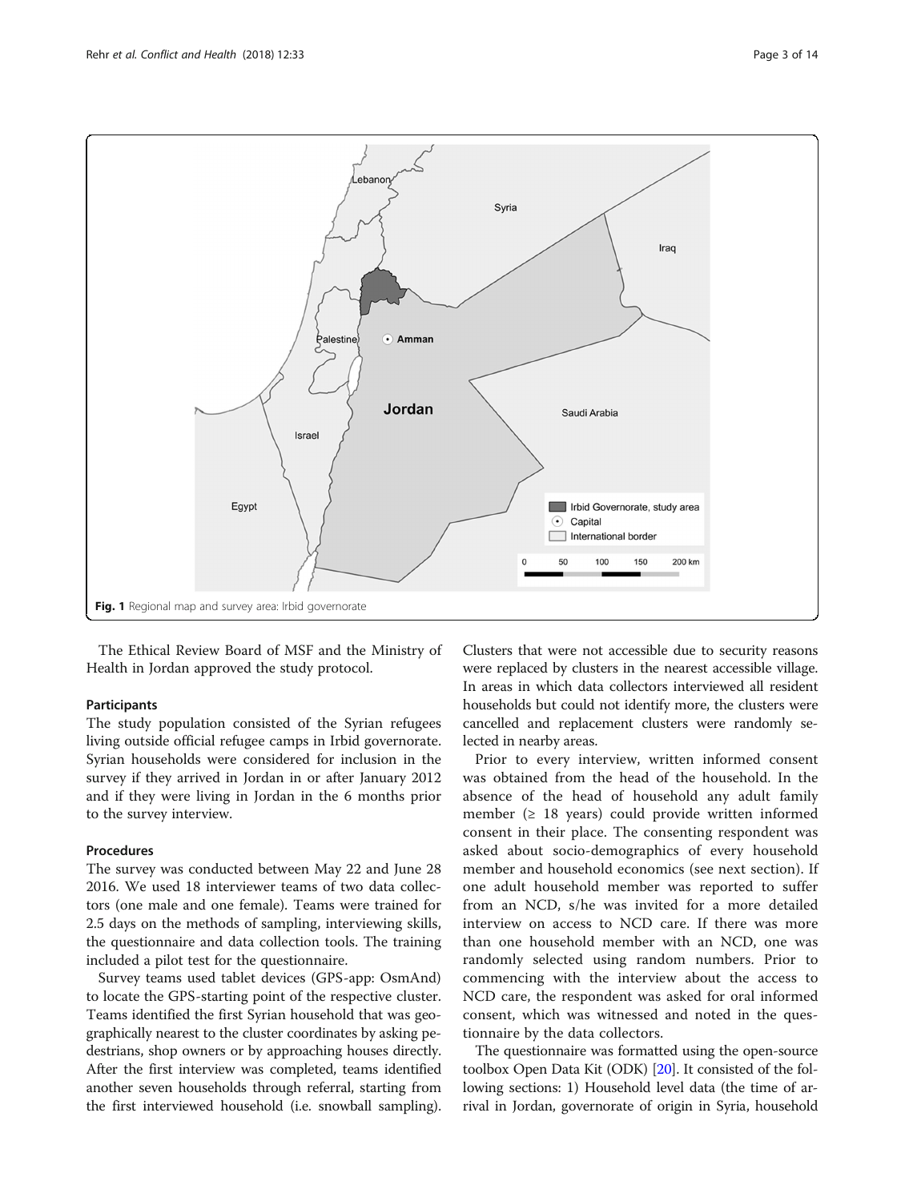Fig. 1 Regional map and survey area: Irbid governorate

The Ethical Review Board of MSF and the Ministry of Health in Jordan approved the study protocol.

### Participants

The study population consisted of the Syrian refugees living outside official refugee camps in Irbid governorate. Syrian households were considered for inclusion in the survey if they arrived in Jordan in or after January 2012 and if they were living in Jordan in the 6 months prior to the survey interview.

### Procedures

The survey was conducted between May 22 and June 28 2016. We used 18 interviewer teams of two data collectors (one male and one female). Teams were trained for 2.5 days on the methods of sampling, interviewing skills, the questionnaire and data collection tools. The training included a pilot test for the questionnaire.

Survey teams used tablet devices (GPS-app: OsmAnd) to locate the GPS-starting point of the respective cluster. Teams identified the first Syrian household that was geographically nearest to the cluster coordinates by asking pedestrians, shop owners or by approaching houses directly. After the first interview was completed, teams identified another seven households through referral, starting from the first interviewed household (i.e. snowball sampling). Clusters that were not accessible due to security reasons were replaced by clusters in the nearest accessible village. In areas in which data collectors interviewed all resident households but could not identify more, the clusters were cancelled and replacement clusters were randomly selected in nearby areas.

Prior to every interview, written informed consent was obtained from the head of the household. In the absence of the head of household any adult family member (≥ 18 years) could provide written informed consent in their place. The consenting respondent was asked about socio-demographics of every household member and household economics (see next section). If one adult household member was reported to suffer from an NCD, s/he was invited for a more detailed interview on access to NCD care. If there was more than one household member with an NCD, one was randomly selected using random numbers. Prior to commencing with the interview about the access to NCD care, the respondent was asked for oral informed consent, which was witnessed and noted in the questionnaire by the data collectors.

The questionnaire was formatted using the open-source toolbox Open Data Kit (ODK) [20]. It consisted of the following sections: 1) Household level data (the time of arrival in Jordan, governorate of origin in Syria, household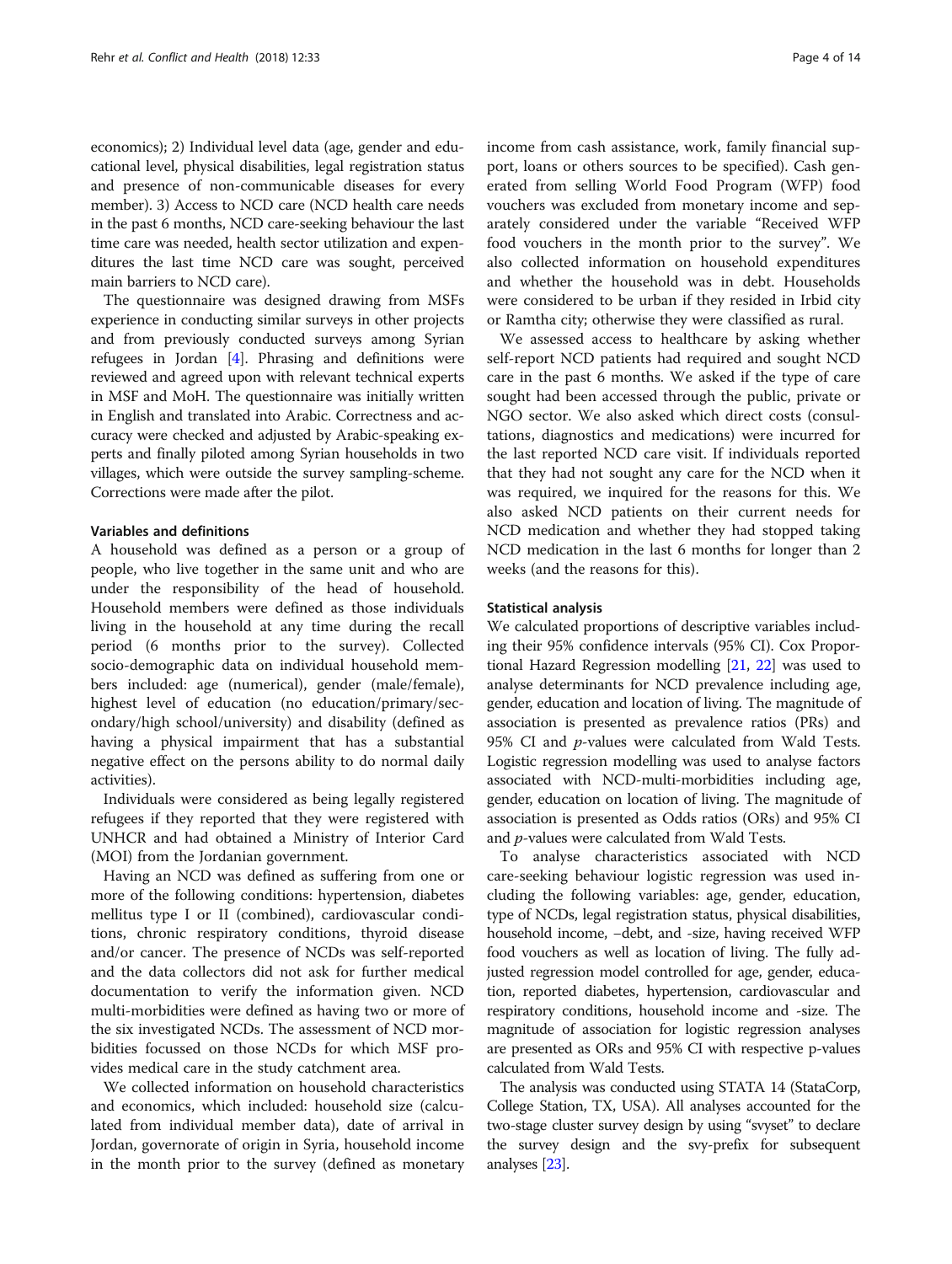economics); 2) Individual level data (age, gender and educational level, physical disabilities, legal registration status and presence of non-communicable diseases for every member). 3) Access to NCD care (NCD health care needs in the past 6 months, NCD care-seeking behaviour the last time care was needed, health sector utilization and expenditures the last time NCD care was sought, perceived main barriers to NCD care).

The questionnaire was designed drawing from MSFs experience in conducting similar surveys in other projects and from previously conducted surveys among Syrian refugees in Jordan [4]. Phrasing and definitions were reviewed and agreed upon with relevant technical experts in MSF and MoH. The questionnaire was initially written in English and translated into Arabic. Correctness and accuracy were checked and adjusted by Arabic-speaking experts and finally piloted among Syrian households in two villages, which were outside the survey sampling-scheme. Corrections were made after the pilot.

### Variables and definitions

A household was defined as a person or a group of people, who live together in the same unit and who are under the responsibility of the head of household. Household members were defined as those individuals living in the household at any time during the recall period (6 months prior to the survey). Collected socio-demographic data on individual household members included: age (numerical), gender (male/female), highest level of education (no education/primary/secondary/high school/university) and disability (defined as having a physical impairment that has a substantial negative effect on the persons ability to do normal daily activities).

Individuals were considered as being legally registered refugees if they reported that they were registered with UNHCR and had obtained a Ministry of Interior Card (MOI) from the Jordanian government.

Having an NCD was defined as suffering from one or more of the following conditions: hypertension, diabetes mellitus type I or II (combined), cardiovascular conditions, chronic respiratory conditions, thyroid disease and/or cancer. The presence of NCDs was self-reported and the data collectors did not ask for further medical documentation to verify the information given. NCD multi-morbidities were defined as having two or more of the six investigated NCDs. The assessment of NCD morbidities focussed on those NCDs for which MSF provides medical care in the study catchment area.

We collected information on household characteristics and economics, which included: household size (calculated from individual member data), date of arrival in Jordan, governorate of origin in Syria, household income in the month prior to the survey (defined as monetary income from cash assistance, work, family financial support, loans or others sources to be specified). Cash generated from selling World Food Program (WFP) food vouchers was excluded from monetary income and separately considered under the variable "Received WFP food vouchers in the month prior to the survey". We also collected information on household expenditures and whether the household was in debt. Households were considered to be urban if they resided in Irbid city or Ramtha city; otherwise they were classified as rural.

We assessed access to healthcare by asking whether self-report NCD patients had required and sought NCD care in the past 6 months. We asked if the type of care sought had been accessed through the public, private or NGO sector. We also asked which direct costs (consultations, diagnostics and medications) were incurred for the last reported NCD care visit. If individuals reported that they had not sought any care for the NCD when it was required, we inquired for the reasons for this. We also asked NCD patients on their current needs for NCD medication and whether they had stopped taking NCD medication in the last 6 months for longer than 2 weeks (and the reasons for this).

### Statistical analysis

We calculated proportions of descriptive variables including their 95% confidence intervals (95% CI). Cox Proportional Hazard Regression modelling [21, 22] was used to analyse determinants for NCD prevalence including age, gender, education and location of living. The magnitude of association is presented as prevalence ratios (PRs) and 95% CI and *p*-values were calculated from Wald Tests. Logistic regression modelling was used to analyse factors associated with NCD-multi-morbidities including age, gender, education on location of living. The magnitude of association is presented as Odds ratios (ORs) and 95% CI and *p*-values were calculated from Wald Tests.

To analyse characteristics associated with NCD care-seeking behaviour logistic regression was used including the following variables: age, gender, education, type of NCDs, legal registration status, physical disabilities, household income, –debt, and -size, having received WFP food vouchers as well as location of living. The fully adjusted regression model controlled for age, gender, education, reported diabetes, hypertension, cardiovascular and respiratory conditions, household income and -size. The magnitude of association for logistic regression analyses are presented as ORs and 95% CI with respective p-values calculated from Wald Tests.

The analysis was conducted using STATA 14 (StataCorp, College Station, TX, USA). All analyses accounted for the two-stage cluster survey design by using "svyset" to declare the survey design and the svy-prefix for subsequent analyses [23].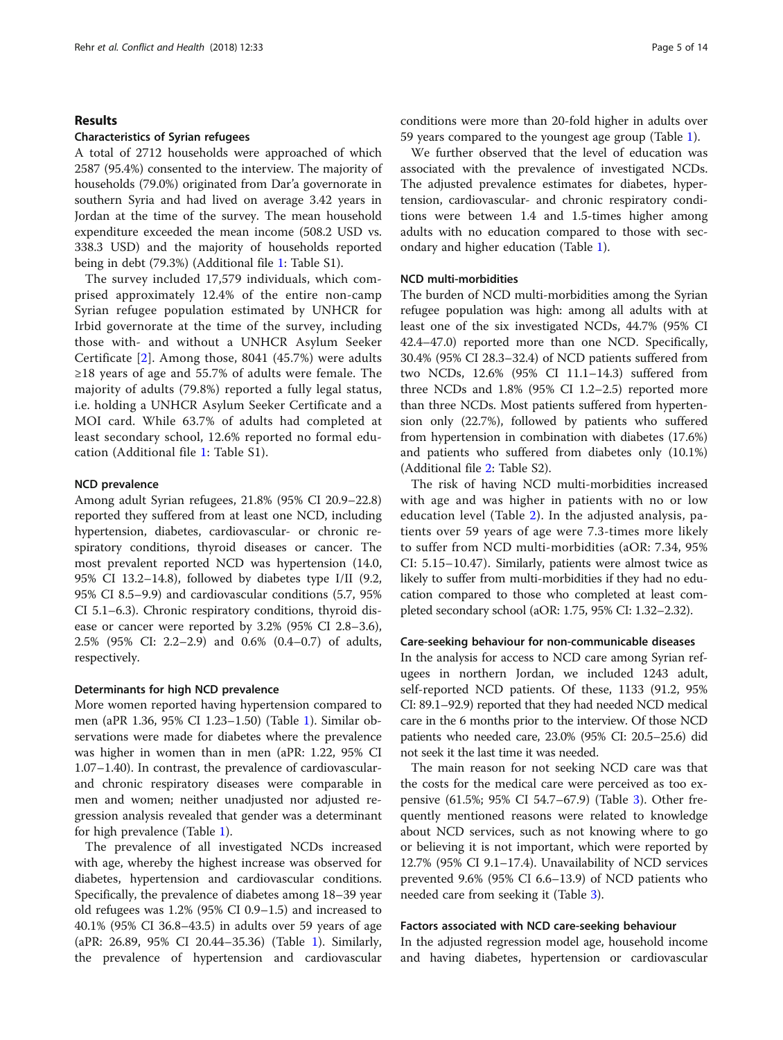## Results

### Characteristics of Syrian refugees

A total of 2712 households were approached of which 2587 (95.4%) consented to the interview. The majority of households (79.0%) originated from Dar'a governorate in southern Syria and had lived on average 3.42 years in Jordan at the time of the survey. The mean household expenditure exceeded the mean income (508.2 USD vs. 338.3 USD) and the majority of households reported being in debt (79.3%) (Additional file 1: Table S1).

The survey included 17,579 individuals, which comprised approximately 12.4% of the entire non-camp Syrian refugee population estimated by UNHCR for Irbid governorate at the time of the survey, including those with- and without a UNHCR Asylum Seeker Certificate [2]. Among those, 8041 (45.7%) were adults ≥18 years of age and 55.7% of adults were female. The majority of adults (79.8%) reported a fully legal status, i.e. holding a UNHCR Asylum Seeker Certificate and a MOI card. While 63.7% of adults had completed at least secondary school, 12.6% reported no formal education (Additional file 1: Table S1).

### NCD prevalence

Among adult Syrian refugees, 21.8% (95% CI 20.9–22.8) reported they suffered from at least one NCD, including hypertension, diabetes, cardiovascular- or chronic respiratory conditions, thyroid diseases or cancer. The most prevalent reported NCD was hypertension (14.0, 95% CI 13.2–14.8), followed by diabetes type I/II (9.2, 95% CI 8.5–9.9) and cardiovascular conditions (5.7, 95% CI 5.1–6.3). Chronic respiratory conditions, thyroid disease or cancer were reported by 3.2% (95% CI 2.8–3.6), 2.5% (95% CI: 2.2–2.9) and 0.6% (0.4–0.7) of adults, respectively.

### Determinants for high NCD prevalence

More women reported having hypertension compared to men (aPR 1.36, 95% CI 1.23–1.50) (Table 1). Similar observations were made for diabetes where the prevalence was higher in women than in men (aPR: 1.22, 95% CI 1.07–1.40). In contrast, the prevalence of cardiovascular- and chronic respiratory diseases were comparable in men and women; neither unadjusted nor adjusted regression analysis revealed that gender was a determinant for high prevalence (Table 1).

The prevalence of all investigated NCDs increased with age, whereby the highest increase was observed for diabetes, hypertension and cardiovascular conditions. Specifically, the prevalence of diabetes among 18–39 year old refugees was 1.2% (95% CI 0.9–1.5) and increased to 40.1% (95% CI 36.8–43.5) in adults over 59 years of age (aPR: 26.89, 95% CI 20.44–35.36) (Table 1). Similarly, the prevalence of hypertension and cardiovascular conditions were more than 20-fold higher in adults over 59 years compared to the youngest age group (Table 1).

We further observed that the level of education was associated with the prevalence of investigated NCDs. The adjusted prevalence estimates for diabetes, hypertension, cardiovascular- and chronic respiratory conditions were between 1.4 and 1.5-times higher among adults with no education compared to those with secondary and higher education (Table 1).

### NCD multi-morbidities

The burden of NCD multi-morbidities among the Syrian refugee population was high: among all adults with at least one of the six investigated NCDs, 44.7% (95% CI 42.4–47.0) reported more than one NCD. Specifically, 30.4% (95% CI 28.3–32.4) of NCD patients suffered from two NCDs, 12.6% (95% CI 11.1–14.3) suffered from three NCDs and 1.8% (95% CI 1.2–2.5) reported more than three NCDs. Most patients suffered from hypertension only (22.7%), followed by patients who suffered from hypertension in combination with diabetes (17.6%) and patients who suffered from diabetes only (10.1%) (Additional file 2: Table S2).

The risk of having NCD multi-morbidities increased with age and was higher in patients with no or low education level (Table 2). In the adjusted analysis, patients over 59 years of age were 7.3-times more likely to suffer from NCD multi-morbidities (aOR: 7.34, 95% CI: 5.15–10.47). Similarly, patients were almost twice as likely to suffer from multi-morbidities if they had no education compared to those who completed at least completed secondary school (aOR: 1.75, 95% CI: 1.32–2.32).

### Care-seeking behaviour for non-communicable diseases

In the analysis for access to NCD care among Syrian refugees in northern Jordan, we included 1243 adult, self-reported NCD patients. Of these, 1133 (91.2, 95% CI: 89.1–92.9) reported that they had needed NCD medical care in the 6 months prior to the interview. Of those NCD patients who needed care, 23.0% (95% CI: 20.5–25.6) did not seek it the last time it was needed.

The main reason for not seeking NCD care was that the costs for the medical care were perceived as too expensive (61.5%; 95% CI 54.7–67.9) (Table 3). Other frequently mentioned reasons were related to knowledge about NCD services, such as not knowing where to go or believing it is not important, which were reported by 12.7% (95% CI 9.1–17.4). Unavailability of NCD services prevented 9.6% (95% CI 6.6–13.9) of NCD patients who needed care from seeking it (Table 3).

### Factors associated with NCD care-seeking behaviour

In the adjusted regression model age, household income and having diabetes, hypertension or cardiovascular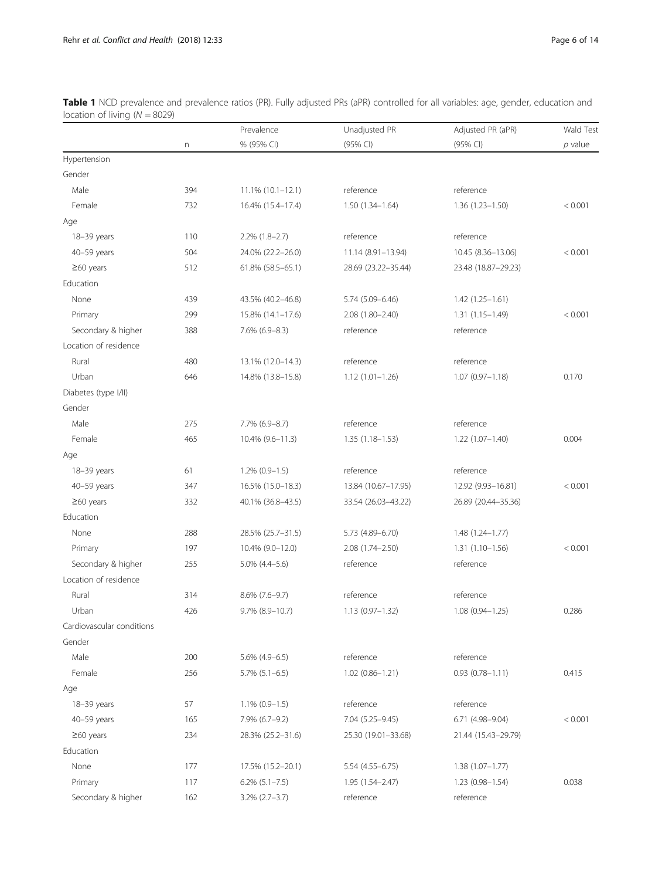**Table 1** NCD prevalence and prevalence ratios (PR). Fully adjusted PRs (aPR) controlled for all variables: age, gender, education and location of living ($N = 8029$)

| | n | Prevalence % (95% CI) | Unadjusted PR (95% CI) | Adjusted PR (aPR) (95% CI) | Wald Test *p* value |
|---|---|---|---|---|---|
| Hypertension | | | | | |
| Gender | | | | | |
| Male | 394 | 11.1% (10.1–12.1) | reference | reference | |
| Female | 732 | 16.4% (15.4–17.4) | 1.50 (1.34–1.64) | 1.36 (1.23–1.50) | < 0.001 |
| Age | | | | | |
| 18–39 years | 110 | 2.2% (1.8–2.7) | reference | reference | |
| 40–59 years | 504 | 24.0% (22.2–26.0) | 11.14 (8.91–13.94) | 10.45 (8.36–13.06) | < 0.001 |
| ≥60 years | 512 | 61.8% (58.5–65.1) | 28.69 (23.22–35.44) | 23.48 (18.87–29.23) | |
| Education | | | | | |
| None | 439 | 43.5% (40.2–46.8) | 5.74 (5.09–6.46) | 1.42 (1.25–1.61) | |
| Primary | 299 | 15.8% (14.1–17.6) | 2.08 (1.80–2.40) | 1.31 (1.15–1.49) | < 0.001 |
| Secondary & higher | 388 | 7.6% (6.9–8.3) | reference | reference | |
| Location of residence | | | | | |
| Rural | 480 | 13.1% (12.0–14.3) | reference | reference | |
| Urban | 646 | 14.8% (13.8–15.8) | 1.12 (1.01–1.26) | 1.07 (0.97–1.18) | 0.170 |
| Diabetes (type I/II) | | | | | |
| Gender | | | | | |
| Male | 275 | 7.7% (6.9–8.7) | reference | reference | |
| Female | 465 | 10.4% (9.6–11.3) | 1.35 (1.18–1.53) | 1.22 (1.07–1.40) | 0.004 |
| Age | | | | | |
| 18–39 years | 61 | 1.2% (0.9–1.5) | reference | reference | |
| 40–59 years | 347 | 16.5% (15.0–18.3) | 13.84 (10.67–17.95) | 12.92 (9.93–16.81) | < 0.001 |
| ≥60 years | 332 | 40.1% (36.8–43.5) | 33.54 (26.03–43.22) | 26.89 (20.44–35.36) | |
| Education | | | | | |
| None | 288 | 28.5% (25.7–31.5) | 5.73 (4.89–6.70) | 1.48 (1.24–1.77) | |
| Primary | 197 | 10.4% (9.0–12.0) | 2.08 (1.74–2.50) | 1.31 (1.10–1.56) | < 0.001 |
| Secondary & higher | 255 | 5.0% (4.4–5.6) | reference | reference | |
| Location of residence | | | | | |
| Rural | 314 | 8.6% (7.6–9.7) | reference | reference | |
| Urban | 426 | 9.7% (8.9–10.7) | 1.13 (0.97–1.32) | 1.08 (0.94–1.25) | 0.286 |
| Cardiovascular conditions | | | | | |
| Gender | | | | | |
| Male | 200 | 5.6% (4.9–6.5) | reference | reference | |
| Female | 256 | 5.7% (5.1–6.5) | 1.02 (0.86–1.21) | 0.93 (0.78–1.11) | 0.415 |
| Age | | | | | |
| 18–39 years | 57 | 1.1% (0.9–1.5) | reference | reference | |
| 40–59 years | 165 | 7.9% (6.7–9.2) | 7.04 (5.25–9.45) | 6.71 (4.98–9.04) | < 0.001 |
| ≥60 years | 234 | 28.3% (25.2–31.6) | 25.30 (19.01–33.68) | 21.44 (15.43–29.79) | |
| Education | | | | | |
| None | 177 | 17.5% (15.2–20.1) | 5.54 (4.55–6.75) | 1.38 (1.07–1.77) | |
| Primary | 117 | 6.2% (5.1–7.5) | 1.95 (1.54–2.47) | 1.23 (0.98–1.54) | 0.038 |
| Secondary & higher | 162 | 3.2% (2.7–3.7) | reference | reference | |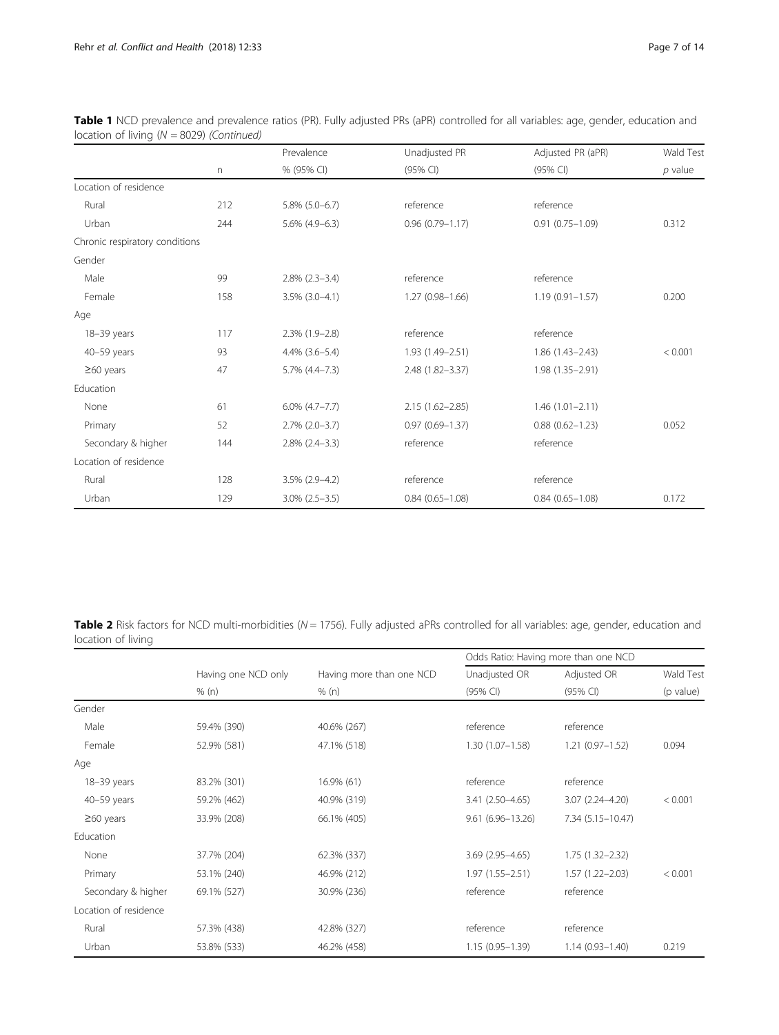**Table 1** NCD prevalence and prevalence ratios (PR). Fully adjusted PRs (aPR) controlled for all variables: age, gender, education and location of living ($N = 8029$) *(Continued)*

| | | Prevalence | Unadjusted PR | Adjusted PR (aPR) | Wald Test |
|---|---|---|---|---|---|
| | n | % (95% CI) | (95% CI) | (95% CI) | *p* value |
| Location of residence | | | | | |
| Rural | 212 | 5.8% (5.0–6.7) | reference | reference | |
| Urban | 244 | 5.6% (4.9–6.3) | 0.96 (0.79–1.17) | 0.91 (0.75–1.09) | 0.312 |
| Chronic respiratory conditions | | | | | |
| Gender | | | | | |
| Male | 99 | 2.8% (2.3–3.4) | reference | reference | |
| Female | 158 | 3.5% (3.0–4.1) | 1.27 (0.98–1.66) | 1.19 (0.91–1.57) | 0.200 |
| Age | | | | | |
| 18–39 years | 117 | 2.3% (1.9–2.8) | reference | reference | |
| 40–59 years | 93 | 4.4% (3.6–5.4) | 1.93 (1.49–2.51) | 1.86 (1.43–2.43) | < 0.001 |
| ≥60 years | 47 | 5.7% (4.4–7.3) | 2.48 (1.82–3.37) | 1.98 (1.35–2.91) | |
| Education | | | | | |
| None | 61 | 6.0% (4.7–7.7) | 2.15 (1.62–2.85) | 1.46 (1.01–2.11) | |
| Primary | 52 | 2.7% (2.0–3.7) | 0.97 (0.69–1.37) | 0.88 (0.62–1.23) | 0.052 |
| Secondary & higher | 144 | 2.8% (2.4–3.3) | reference | reference | |
| Location of residence | | | | | |
| Rural | 128 | 3.5% (2.9–4.2) | reference | reference | |
| Urban | 129 | 3.0% (2.5–3.5) | 0.84 (0.65–1.08) | 0.84 (0.65–1.08) | 0.172 |

**Table 2** Risk factors for NCD multi-morbidities ($N = 1756$). Fully adjusted aPRs controlled for all variables: age, gender, education and location of living

| | | | Odds Ratio: Having more than one NCD | | |
|---|---|---|---|---|---|
| | Having one NCD only | Having more than one NCD | Unadjusted OR | Adjusted OR | Wald Test |
| | % (n) | % (n) | (95% CI) | (95% CI) | (p value) |
| Gender | | | | | |
| Male | 59.4% (390) | 40.6% (267) | reference | reference | |
| Female | 52.9% (581) | 47.1% (518) | 1.30 (1.07–1.58) | 1.21 (0.97–1.52) | 0.094 |
| Age | | | | | |
| 18–39 years | 83.2% (301) | 16.9% (61) | reference | reference | |
| 40–59 years | 59.2% (462) | 40.9% (319) | 3.41 (2.50–4.65) | 3.07 (2.24–4.20) | < 0.001 |
| ≥60 years | 33.9% (208) | 66.1% (405) | 9.61 (6.96–13.26) | 7.34 (5.15–10.47) | |
| Education | | | | | |
| None | 37.7% (204) | 62.3% (337) | 3.69 (2.95–4.65) | 1.75 (1.32–2.32) | |
| Primary | 53.1% (240) | 46.9% (212) | 1.97 (1.55–2.51) | 1.57 (1.22–2.03) | < 0.001 |
| Secondary & higher | 69.1% (527) | 30.9% (236) | reference | reference | |
| Location of residence | | | | | |
| Rural | 57.3% (438) | 42.8% (327) | reference | reference | |
| Urban | 53.8% (533) | 46.2% (458) | 1.15 (0.95–1.39) | 1.14 (0.93–1.40) | 0.219 |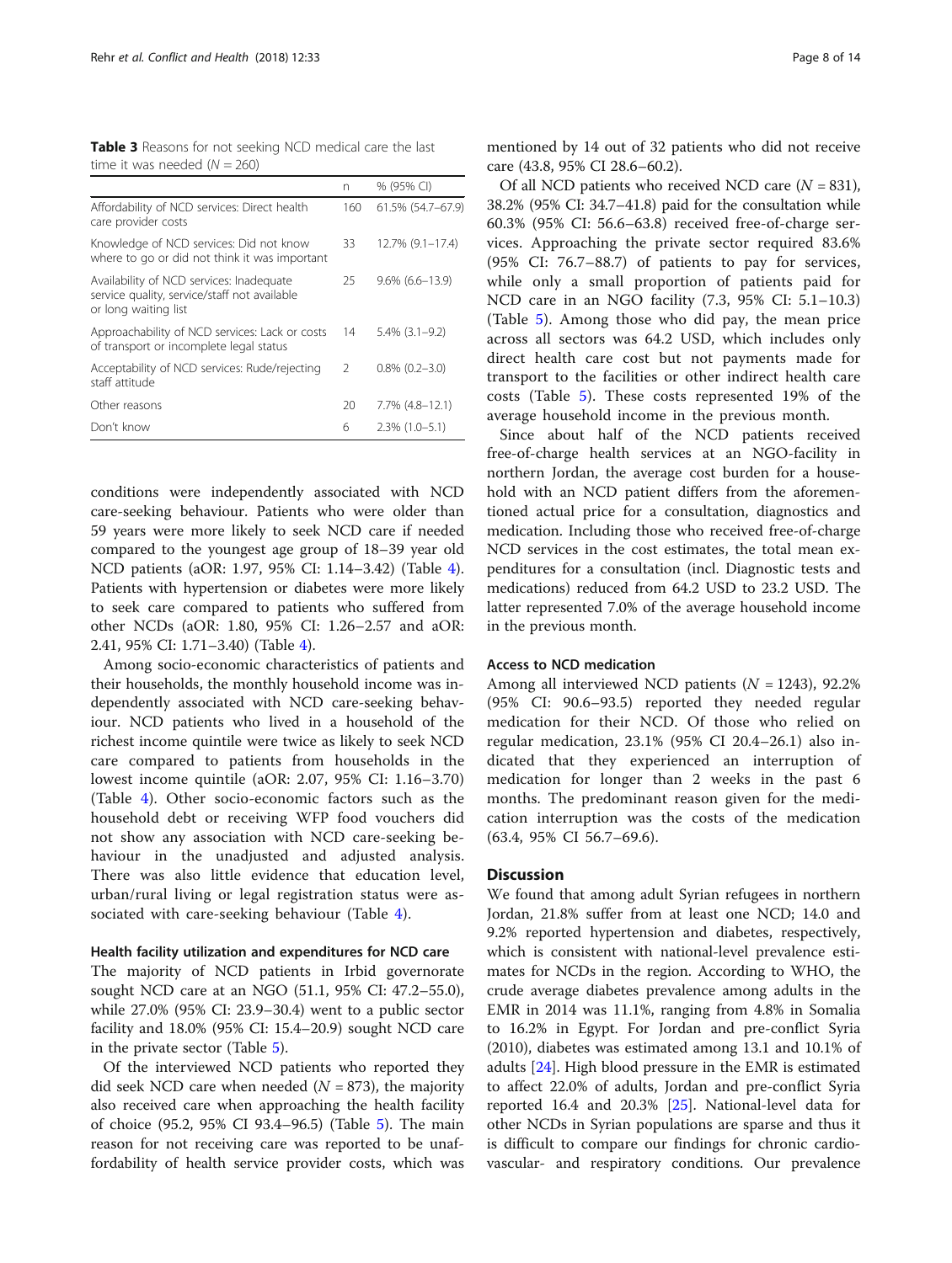**Table 3** Reasons for not seeking NCD medical care the last time it was needed ($N = 260$)

| | n | % (95% CI) |
|---|---|---|
| Affordability of NCD services: Direct health care provider costs | 160 | 61.5% (54.7–67.9) |
| Knowledge of NCD services: Did not know where to go or did not think it was important | 33 | 12.7% (9.1–17.4) |
| Availability of NCD services: Inadequate service quality, service/staff not available or long waiting list | 25 | 9.6% (6.6–13.9) |
| Approachability of NCD services: Lack or costs of transport or incomplete legal status | 14 | 5.4% (3.1–9.2) |
| Acceptability of NCD services: Rude/rejecting staff attitude | 2 | 0.8% (0.2–3.0) |
| Other reasons | 20 | 7.7% (4.8–12.1) |
| Don't know | 6 | 2.3% (1.0–5.1) |

conditions were independently associated with NCD care-seeking behaviour. Patients who were older than 59 years were more likely to seek NCD care if needed compared to the youngest age group of 18–39 year old NCD patients (aOR: 1.97, 95% CI: 1.14–3.42) (Table 4). Patients with hypertension or diabetes were more likely to seek care compared to patients who suffered from other NCDs (aOR: 1.80, 95% CI: 1.26–2.57 and aOR: 2.41, 95% CI: 1.71–3.40) (Table 4).

Among socio-economic characteristics of patients and their households, the monthly household income was independently associated with NCD care-seeking behaviour. NCD patients who lived in a household of the richest income quintile were twice as likely to seek NCD care compared to patients from households in the lowest income quintile (aOR: 2.07, 95% CI: 1.16–3.70) (Table 4). Other socio-economic factors such as the household debt or receiving WFP food vouchers did not show any association with NCD care-seeking behaviour in the unadjusted and adjusted analysis. There was also little evidence that education level, urban/rural living or legal registration status were associated with care-seeking behaviour (Table 4).

#### Health facility utilization and expenditures for NCD care

The majority of NCD patients in Irbid governorate sought NCD care at an NGO (51.1, 95% CI: 47.2–55.0), while 27.0% (95% CI: 23.9–30.4) went to a public sector facility and 18.0% (95% CI: 15.4–20.9) sought NCD care in the private sector (Table 5).

Of the interviewed NCD patients who reported they did seek NCD care when needed ($N = 873$), the majority also received care when approaching the health facility of choice (95.2, 95% CI 93.4–96.5) (Table 5). The main reason for not receiving care was reported to be unaffordability of health service provider costs, which was mentioned by 14 out of 32 patients who did not receive care (43.8, 95% CI 28.6–60.2).

Of all NCD patients who received NCD care ($N = 831$), 38.2% (95% CI: 34.7–41.8) paid for the consultation while 60.3% (95% CI: 56.6–63.8) received free-of-charge services. Approaching the private sector required 83.6% (95% CI: 76.7–88.7) of patients to pay for services, while only a small proportion of patients paid for NCD care in an NGO facility (7.3, 95% CI: 5.1–10.3) (Table 5). Among those who did pay, the mean price across all sectors was 64.2 USD, which includes only direct health care cost but not payments made for transport to the facilities or other indirect health care costs (Table 5). These costs represented 19% of the average household income in the previous month.

Since about half of the NCD patients received free-of-charge health services at an NGO-facility in northern Jordan, the average cost burden for a household with an NCD patient differs from the aforementioned actual price for a consultation, diagnostics and medication. Including those who received free-of-charge NCD services in the cost estimates, the total mean expenditures for a consultation (incl. Diagnostic tests and medications) reduced from 64.2 USD to 23.2 USD. The latter represented 7.0% of the average household income in the previous month.

#### Access to NCD medication

Among all interviewed NCD patients ($N = 1243$), 92.2% (95% CI: 90.6–93.5) reported they needed regular medication for their NCD. Of those who relied on regular medication, 23.1% (95% CI 20.4–26.1) also indicated that they experienced an interruption of medication for longer than 2 weeks in the past 6 months. The predominant reason given for the medication interruption was the costs of the medication (63.4, 95% CI 56.7–69.6).

## Discussion

We found that among adult Syrian refugees in northern Jordan, 21.8% suffer from at least one NCD; 14.0 and 9.2% reported hypertension and diabetes, respectively, which is consistent with national-level prevalence estimates for NCDs in the region. According to WHO, the crude average diabetes prevalence among adults in the EMR in 2014 was 11.1%, ranging from 4.8% in Somalia to 16.2% in Egypt. For Jordan and pre-conflict Syria (2010), diabetes was estimated among 13.1 and 10.1% of adults [24]. High blood pressure in the EMR is estimated to affect 22.0% of adults, Jordan and pre-conflict Syria reported 16.4 and 20.3% [25]. National-level data for other NCDs in Syrian populations are sparse and thus it is difficult to compare our findings for chronic cardiovascular- and respiratory conditions. Our prevalence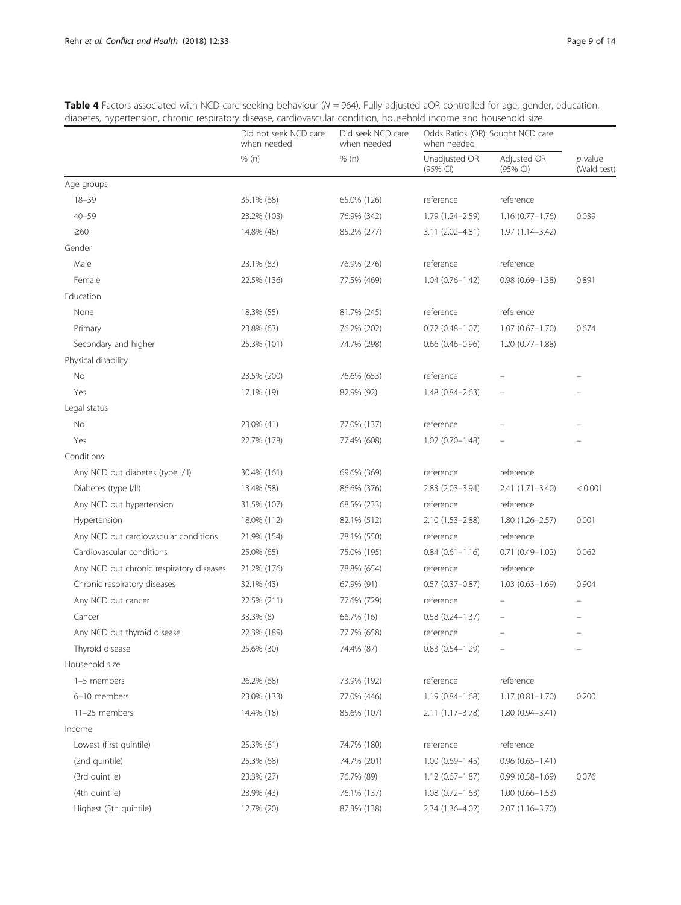**Table 4** Factors associated with NCD care-seeking behaviour ($N = 964$). Fully adjusted aOR controlled for age, gender, education, diabetes, hypertension, chronic respiratory disease, cardiovascular condition, household income and household size

| | Did not seek NCD care when needed | Did seek NCD care when needed | Odds Ratios (OR): Sought NCD care when needed | | |
|---|---|---|---|---|---|
| | % (n) | % (n) | Unadjusted OR (95% CI) | Adjusted OR (95% CI) | *p* value (Wald test) |
| Age groups | | | | | |
| 18–39 | 35.1% (68) | 65.0% (126) | reference | reference | |
| 40–59 | 23.2% (103) | 76.9% (342) | 1.79 (1.24–2.59) | 1.16 (0.77–1.76) | 0.039 |
| ≥60 | 14.8% (48) | 85.2% (277) | 3.11 (2.02–4.81) | 1.97 (1.14–3.42) | |
| Gender | | | | | |
| Male | 23.1% (83) | 76.9% (276) | reference | reference | |
| Female | 22.5% (136) | 77.5% (469) | 1.04 (0.76–1.42) | 0.98 (0.69–1.38) | 0.891 |
| Education | | | | | |
| None | 18.3% (55) | 81.7% (245) | reference | reference | |
| Primary | 23.8% (63) | 76.2% (202) | 0.72 (0.48–1.07) | 1.07 (0.67–1.70) | 0.674 |
| Secondary and higher | 25.3% (101) | 74.7% (298) | 0.66 (0.46–0.96) | 1.20 (0.77–1.88) | |
| Physical disability | | | | | |
| No | 23.5% (200) | 76.6% (653) | reference | – | – |
| Yes | 17.1% (19) | 82.9% (92) | 1.48 (0.84–2.63) | – | – |
| Legal status | | | | | |
| No | 23.0% (41) | 77.0% (137) | reference | – | – |
| Yes | 22.7% (178) | 77.4% (608) | 1.02 (0.70–1.48) | – | – |
| Conditions | | | | | |
| Any NCD but diabetes (type I/II) | 30.4% (161) | 69.6% (369) | reference | reference | |
| Diabetes (type I/II) | 13.4% (58) | 86.6% (376) | 2.83 (2.03–3.94) | 2.41 (1.71–3.40) | < 0.001 |
| Any NCD but hypertension | 31.5% (107) | 68.5% (233) | reference | reference | |
| Hypertension | 18.0% (112) | 82.1% (512) | 2.10 (1.53–2.88) | 1.80 (1.26–2.57) | 0.001 |
| Any NCD but cardiovascular conditions | 21.9% (154) | 78.1% (550) | reference | reference | |
| Cardiovascular conditions | 25.0% (65) | 75.0% (195) | 0.84 (0.61–1.16) | 0.71 (0.49–1.02) | 0.062 |
| Any NCD but chronic respiratory diseases | 21.2% (176) | 78.8% (654) | reference | reference | |
| Chronic respiratory diseases | 32.1% (43) | 67.9% (91) | 0.57 (0.37–0.87) | 1.03 (0.63–1.69) | 0.904 |
| Any NCD but cancer | 22.5% (211) | 77.6% (729) | reference | – | – |
| Cancer | 33.3% (8) | 66.7% (16) | 0.58 (0.24–1.37) | – | – |
| Any NCD but thyroid disease | 22.3% (189) | 77.7% (658) | reference | – | – |
| Thyroid disease | 25.6% (30) | 74.4% (87) | 0.83 (0.54–1.29) | – | – |
| Household size | | | | | |
| 1–5 members | 26.2% (68) | 73.9% (192) | reference | reference | |
| 6–10 members | 23.0% (133) | 77.0% (446) | 1.19 (0.84–1.68) | 1.17 (0.81–1.70) | 0.200 |
| 11–25 members | 14.4% (18) | 85.6% (107) | 2.11 (1.17–3.78) | 1.80 (0.94–3.41) | |
| Income | | | | | |
| Lowest (first quintile) | 25.3% (61) | 74.7% (180) | reference | reference | |
| (2nd quintile) | 25.3% (68) | 74.7% (201) | 1.00 (0.69–1.45) | 0.96 (0.65–1.41) | |
| (3rd quintile) | 23.3% (27) | 76.7% (89) | 1.12 (0.67–1.87) | 0.99 (0.58–1.69) | 0.076 |
| (4th quintile) | 23.9% (43) | 76.1% (137) | 1.08 (0.72–1.63) | 1.00 (0.66–1.53) | |
| Highest (5th quintile) | 12.7% (20) | 87.3% (138) | 2.34 (1.36–4.02) | 2.07 (1.16–3.70) | |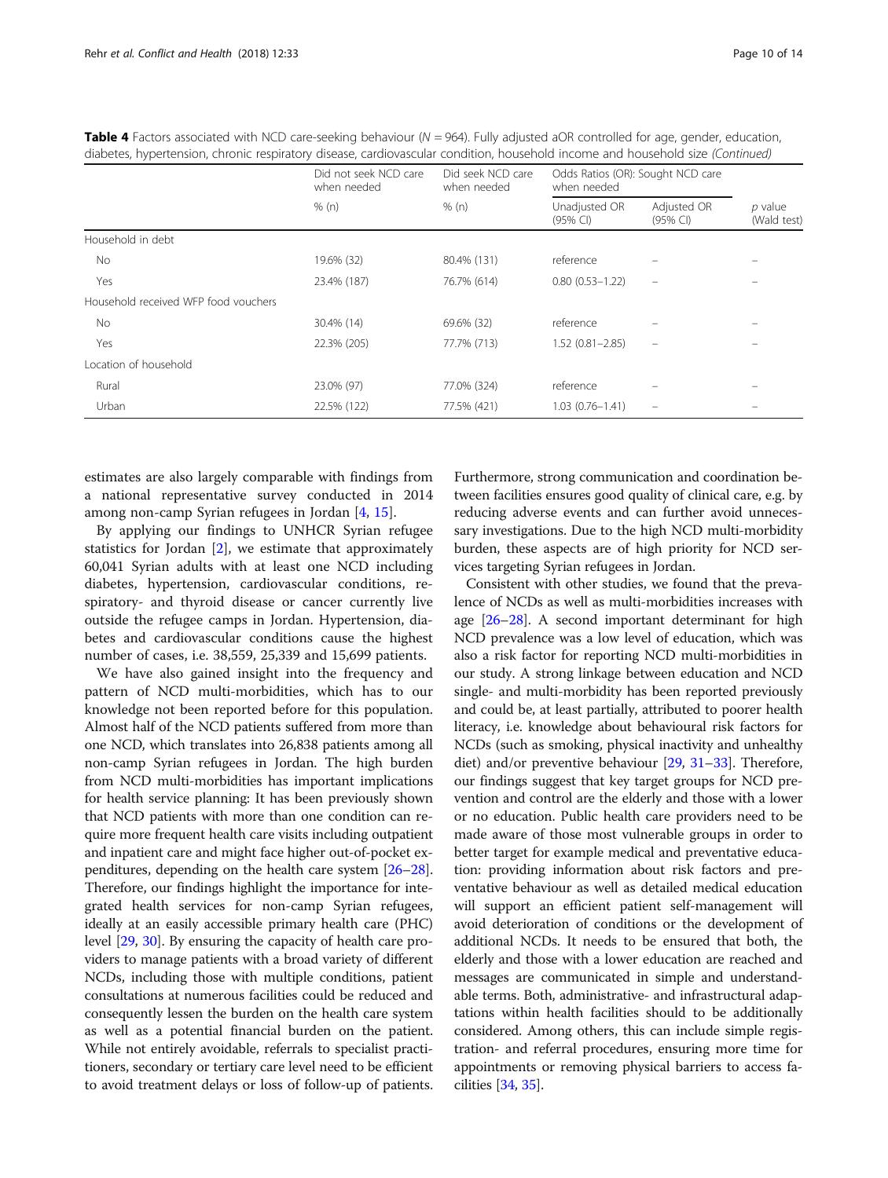**Table 4** Factors associated with NCD care-seeking behaviour ($N = 964$). Fully adjusted aOR controlled for age, gender, education, diabetes, hypertension, chronic respiratory disease, cardiovascular condition, household income and household size *(Continued)*

| | Did not seek NCD care when needed | Did seek NCD care when needed | Odds Ratios (OR): Sought NCD care when needed | | |
|---|---|---|---|---|---|
| | % (n) | % (n) | Unadjusted OR (95% CI) | Adjusted OR (95% CI) | *p* value (Wald test) |
| Household in debt | | | | | |
| No | 19.6% (32) | 80.4% (131) | reference | – | – |
| Yes | 23.4% (187) | 76.7% (614) | 0.80 (0.53–1.22) | – | – |
| Household received WFP food vouchers | | | | | |
| No | 30.4% (14) | 69.6% (32) | reference | – | – |
| Yes | 22.3% (205) | 77.7% (713) | 1.52 (0.81–2.85) | – | – |
| Location of household | | | | | |
| Rural | 23.0% (97) | 77.0% (324) | reference | – | – |
| Urban | 22.5% (122) | 77.5% (421) | 1.03 (0.76–1.41) | – | – |

estimates are also largely comparable with findings from a national representative survey conducted in 2014 among non-camp Syrian refugees in Jordan [4, 15].

By applying our findings to UNHCR Syrian refugee statistics for Jordan [2], we estimate that approximately 60,041 Syrian adults with at least one NCD including diabetes, hypertension, cardiovascular conditions, respiratory- and thyroid disease or cancer currently live outside the refugee camps in Jordan. Hypertension, diabetes and cardiovascular conditions cause the highest number of cases, i.e. 38,559, 25,339 and 15,699 patients.

We have also gained insight into the frequency and pattern of NCD multi-morbidities, which has to our knowledge not been reported before for this population. Almost half of the NCD patients suffered from more than one NCD, which translates into 26,838 patients among all non-camp Syrian refugees in Jordan. The high burden from NCD multi-morbidities has important implications for health service planning: It has been previously shown that NCD patients with more than one condition can require more frequent health care visits including outpatient and inpatient care and might face higher out-of-pocket expenditures, depending on the health care system [26–28]. Therefore, our findings highlight the importance for integrated health services for non-camp Syrian refugees, ideally at an easily accessible primary health care (PHC) level [29, 30]. By ensuring the capacity of health care providers to manage patients with a broad variety of different NCDs, including those with multiple conditions, patient consultations at numerous facilities could be reduced and consequently lessen the burden on the health care system as well as a potential financial burden on the patient. While not entirely avoidable, referrals to specialist practitioners, secondary or tertiary care level need to be efficient to avoid treatment delays or loss of follow-up of patients. Furthermore, strong communication and coordination between facilities ensures good quality of clinical care, e.g. by reducing adverse events and can further avoid unnecessary investigations. Due to the high NCD multi-morbidity burden, these aspects are of high priority for NCD services targeting Syrian refugees in Jordan.

Consistent with other studies, we found that the prevalence of NCDs as well as multi-morbidities increases with age [26–28]. A second important determinant for high NCD prevalence was a low level of education, which was also a risk factor for reporting NCD multi-morbidities in our study. A strong linkage between education and NCD single- and multi-morbidity has been reported previously and could be, at least partially, attributed to poorer health literacy, i.e. knowledge about behavioural risk factors for NCDs (such as smoking, physical inactivity and unhealthy diet) and/or preventive behaviour [29, 31–33]. Therefore, our findings suggest that key target groups for NCD prevention and control are the elderly and those with a lower or no education. Public health care providers need to be made aware of those most vulnerable groups in order to better target for example medical and preventative education: providing information about risk factors and preventative behaviour as well as detailed medical education will support an efficient patient self-management will avoid deterioration of conditions or the development of additional NCDs. It needs to be ensured that both, the elderly and those with a lower education are reached and messages are communicated in simple and understandable terms. Both, administrative- and infrastructural adaptations within health facilities should to be additionally considered. Among others, this can include simple registration- and referral procedures, ensuring more time for appointments or removing physical barriers to access facilities [34, 35].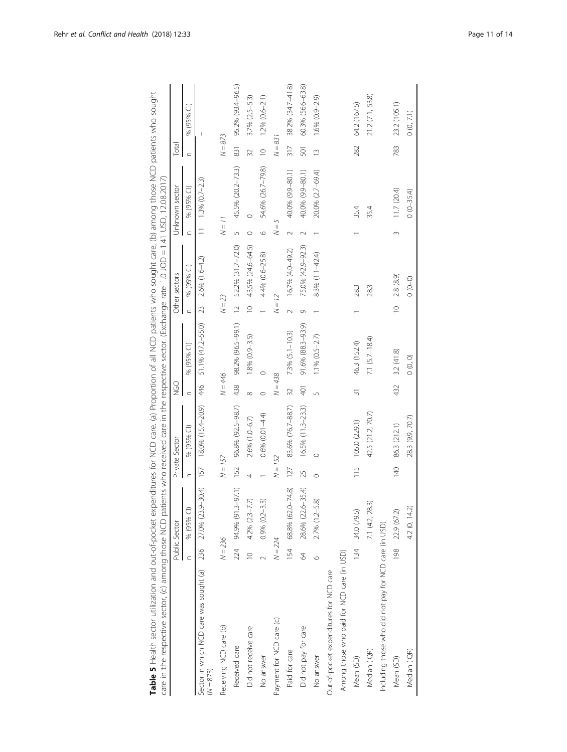**Table 5** Health sector utilization and out-of-pocket expenditures for NCD care. (a) Proportion of all NCD patients who sought care, (b) among those NCD patients who sought care in the respective sector, (c) among those NCD patients who received care in the respective sector. (Exchange rate 1.0 JOD = 1.41 USD, 12.08.2017)

| | Public Sector | | Private Sector | | NGO | | Other sectors | | Unknown sector | | Total | |
|---|---|---|---|---|---|---|---|---|---|---|---|---|
| | n | % (95% CI) | n | % (95% CI) | n | % (95% CI) | n | % (95% CI) | n | % (95% CI) | n | % (95% CI) |
| Sector in which NCD care was sought (a) (*N* = 873) | 236 | 27.0% (23.9–30.4) | 157 | 18.0% (15.4–20.9) | 446 | 51.1% (47.2–55.0) | 23 | 2.6% (1.6–4.2) | 11 | 1.3% (0.7–2.3) | | – |
| Receiving NCD care (b) | *N* = 236 | | *N* = 157 | | *N* = 446 | | *N* = 23 | | *N* = 11 | | *N* = 873 | |
| Received care | 224 | 94.9% (91.3–97.1) | 152 | 96.8% (92.5–98.7) | 438 | 98.2% (96.5–99.1) | 12 | 52.2% (31.7–72.0) | 5 | 45.5% (20.2–73.3) | 831 | 95.2% (93.4–96.5) |
| Did not receive care | 10 | 4.2% (2.3–7.7) | 4 | 2.6% (1.0–6.7) | 8 | 1.8% (0.9–3.5) | 10 | 43.5% (24.6–64.5) | 0 | 0 | 32 | 3.7% (2.5–5.3) |
| No answer | 2 | 0.9% (0.2–3.3) | 1 | 0.6% (0.01–4.4) | 0 | 0 | 1 | 4.4% (0.6–25.8) | 6 | 54.6% (26.7–79.8) | 10 | 1.2% (0.6–2.1) |
| Payment for NCD care (c) | *N* = 224 | | *N* = 152 | | *N* = 438 | | *N* = 12 | | *N* = 5 | | *N* = 831 | |
| Paid for care | 154 | 68.8% (62.0–74.8) | 127 | 83.6% (76.7–88.7) | 32 | 7.3% (5.1–10.3) | 2 | 16.7% (4.0–49.2) | 2 | 40.0% (9.9–80.1) | 317 | 38.2% (34.7–41.8) |
| Did not pay for care | 64 | 28.6% (22.6–35.4) | 25 | 16.5% (11.3–23.3) | 401 | 91.6% (88.3–93.9) | 9 | 75.0% (42.9–92.3) | 2 | 40.0% (9.9–80.1) | 501 | 60.3% (56.6–63.8) |
| No answer | 6 | 2.7% (1.2–5.8) | 0 | 0 | 5 | 1.1% (0.5–2.7) | 1 | 8.3% (1.1–42.4) | 1 | 20.0% (2.7–69.4) | 13 | 1.6% (0.9–2.9) |
| Out-of-pocket expenditures for NCD care | | | | | | | | | | | | |
| Among those who paid for NCD care (in USD) | | | | | | | | | | | | |
| Mean (SD) | 134 | 34.0 (79.5) | 115 | 105.0 (229.1) | 31 | 46.3 (152.4) | 1 | 28.3 | 1 | 35.4 | 282 | 64.2 (167.5) |
| Median (IQR) | | 7.1 (4.2, 28.3) | | 42.5 (21.2, 70.7) | | 7.1 (5.7–18.4) | | 28.3 | | 35.4 | | 21.2 (7.1, 53.8) |
| Including those who did not pay for NCD care (in USD) | | | | | | | | | | | | |
| Mean (SD) | 198 | 22.9 (67.2) | 140 | 86.3 (212.1) | 432 | 3.2 (41.8) | 10 | 2.8 (8.9) | 3 | 11.7 (20.4) | 783 | 23.2 (105.1) |
| Median (IQR) | | 4.2 (0, 14.2) | | 28.3 (9.9, 70.7) | | 0 (0, 0) | | 0 (0–0) | | 0 (0–35.4) | | 0 (0, 7.1) |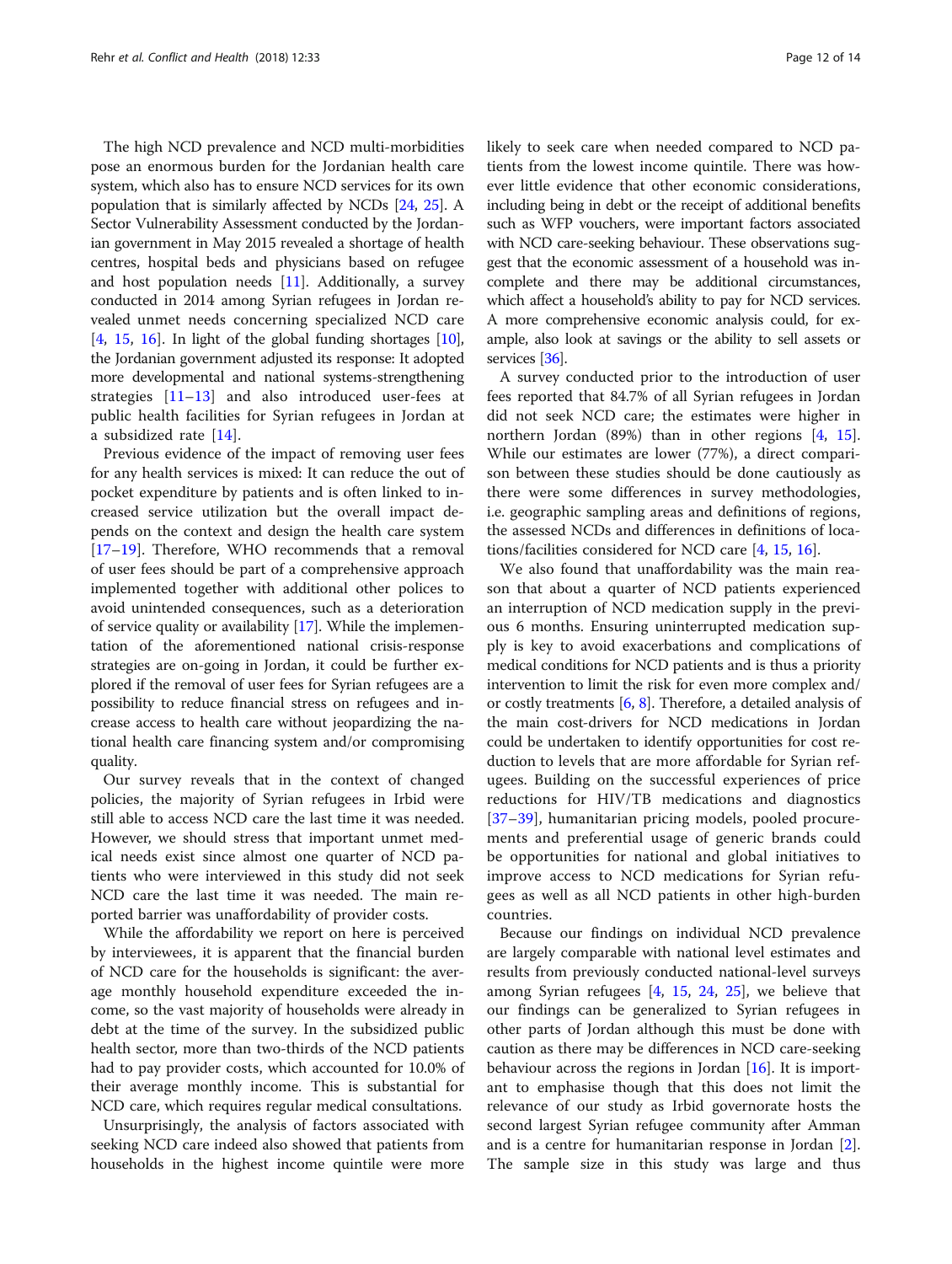The high NCD prevalence and NCD multi-morbidities pose an enormous burden for the Jordanian health care system, which also has to ensure NCD services for its own population that is similarly affected by NCDs [24, 25]. A Sector Vulnerability Assessment conducted by the Jordanian government in May 2015 revealed a shortage of health centres, hospital beds and physicians based on refugee and host population needs [11]. Additionally, a survey conducted in 2014 among Syrian refugees in Jordan revealed unmet needs concerning specialized NCD care [4, 15, 16]. In light of the global funding shortages [10], the Jordanian government adjusted its response: It adopted more developmental and national systems-strengthening strategies [11–13] and also introduced user-fees at public health facilities for Syrian refugees in Jordan at a subsidized rate [14].

Previous evidence of the impact of removing user fees for any health services is mixed: It can reduce the out of pocket expenditure by patients and is often linked to increased service utilization but the overall impact depends on the context and design the health care system [17–19]. Therefore, WHO recommends that a removal of user fees should be part of a comprehensive approach implemented together with additional other polices to avoid unintended consequences, such as a deterioration of service quality or availability [17]. While the implementation of the aforementioned national crisis-response strategies are on-going in Jordan, it could be further explored if the removal of user fees for Syrian refugees are a possibility to reduce financial stress on refugees and increase access to health care without jeopardizing the national health care financing system and/or compromising quality.

Our survey reveals that in the context of changed policies, the majority of Syrian refugees in Irbid were still able to access NCD care the last time it was needed. However, we should stress that important unmet medical needs exist since almost one quarter of NCD patients who were interviewed in this study did not seek NCD care the last time it was needed. The main reported barrier was unaffordability of provider costs.

While the affordability we report on here is perceived by interviewees, it is apparent that the financial burden of NCD care for the households is significant: the average monthly household expenditure exceeded the income, so the vast majority of households were already in debt at the time of the survey. In the subsidized public health sector, more than two-thirds of the NCD patients had to pay provider costs, which accounted for 10.0% of their average monthly income. This is substantial for NCD care, which requires regular medical consultations.

Unsurprisingly, the analysis of factors associated with seeking NCD care indeed also showed that patients from households in the highest income quintile were more likely to seek care when needed compared to NCD patients from the lowest income quintile. There was however little evidence that other economic considerations, including being in debt or the receipt of additional benefits such as WFP vouchers, were important factors associated with NCD care-seeking behaviour. These observations suggest that the economic assessment of a household was incomplete and there may be additional circumstances, which affect a household's ability to pay for NCD services. A more comprehensive economic analysis could, for example, also look at savings or the ability to sell assets or services [36].

A survey conducted prior to the introduction of user fees reported that 84.7% of all Syrian refugees in Jordan did not seek NCD care; the estimates were higher in northern Jordan (89%) than in other regions [4, 15]. While our estimates are lower (77%), a direct comparison between these studies should be done cautiously as there were some differences in survey methodologies, i.e. geographic sampling areas and definitions of regions, the assessed NCDs and differences in definitions of locations/facilities considered for NCD care [4, 15, 16].

We also found that unaffordability was the main reason that about a quarter of NCD patients experienced an interruption of NCD medication supply in the previous 6 months. Ensuring uninterrupted medication supply is key to avoid exacerbations and complications of medical conditions for NCD patients and is thus a priority intervention to limit the risk for even more complex and/or costly treatments [6, 8]. Therefore, a detailed analysis of the main cost-drivers for NCD medications in Jordan could be undertaken to identify opportunities for cost reduction to levels that are more affordable for Syrian refugees. Building on the successful experiences of price reductions for HIV/TB medications and diagnostics [37–39], humanitarian pricing models, pooled procurements and preferential usage of generic brands could be opportunities for national and global initiatives to improve access to NCD medications for Syrian refugees as well as all NCD patients in other high-burden countries.

Because our findings on individual NCD prevalence are largely comparable with national level estimates and results from previously conducted national-level surveys among Syrian refugees [4, 15, 24, 25], we believe that our findings can be generalized to Syrian refugees in other parts of Jordan although this must be done with caution as there may be differences in NCD care-seeking behaviour across the regions in Jordan [16]. It is important to emphasise though that this does not limit the relevance of our study as Irbid governorate hosts the second largest Syrian refugee community after Amman and is a centre for humanitarian response in Jordan [2]. The sample size in this study was large and thus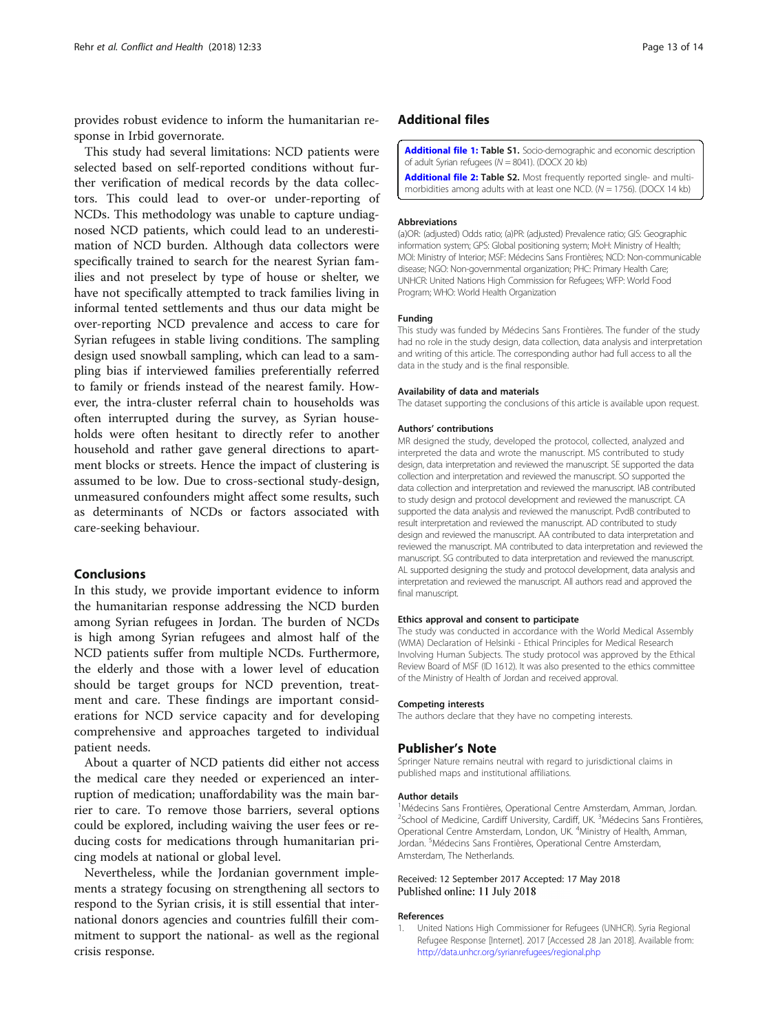provides robust evidence to inform the humanitarian response in Irbid governorate.

This study had several limitations: NCD patients were selected based on self-reported conditions without further verification of medical records by the data collectors. This could lead to over-or under-reporting of NCDs. This methodology was unable to capture undiagnosed NCD patients, which could lead to an underestimation of NCD burden. Although data collectors were specifically trained to search for the nearest Syrian families and not preselect by type of house or shelter, we have not specifically attempted to track families living in informal tented settlements and thus our data might be over-reporting NCD prevalence and access to care for Syrian refugees in stable living conditions. The sampling design used snowball sampling, which can lead to a sampling bias if interviewed families preferentially referred to family or friends instead of the nearest family. However, the intra-cluster referral chain to households was often interrupted during the survey, as Syrian households were often hesitant to directly refer to another household and rather gave general directions to apartment blocks or streets. Hence the impact of clustering is assumed to be low. Due to cross-sectional study-design, unmeasured confounders might affect some results, such as determinants of NCDs or factors associated with care-seeking behaviour.

## Conclusions

In this study, we provide important evidence to inform the humanitarian response addressing the NCD burden among Syrian refugees in Jordan. The burden of NCDs is high among Syrian refugees and almost half of the NCD patients suffer from multiple NCDs. Furthermore, the elderly and those with a lower level of education should be target groups for NCD prevention, treatment and care. These findings are important considerations for NCD service capacity and for developing comprehensive and approaches targeted to individual patient needs.

About a quarter of NCD patients did either not access the medical care they needed or experienced an interruption of medication; unaffordability was the main barrier to care. To remove those barriers, several options could be explored, including waiving the user fees or reducing costs for medications through humanitarian pricing models at national or global level.

Nevertheless, while the Jordanian government implements a strategy focusing on strengthening all sectors to respond to the Syrian crisis, it is still essential that international donors agencies and countries fulfill their commitment to support the national- as well as the regional crisis response.

## Additional files

**Additional file 1: Table S1.** Socio-demographic and economic description of adult Syrian refugees (*N* = 8041). (DOCX 20 kb)

**Additional file 2: Table S2.** Most frequently reported single- and multi-morbidities among adults with at least one NCD. (*N* = 1756). (DOCX 14 kb)

#### Abbreviations

(a)OR: (adjusted) Odds ratio; (a)PR: (adjusted) Prevalence ratio; GIS: Geographic information system; GPS: Global positioning system; MoH: Ministry of Health; MOI: Ministry of Interior; MSF: Médecins Sans Frontières; NCD: Non-communicable disease; NGO: Non-governmental organization; PHC: Primary Health Care; UNHCR: United Nations High Commission for Refugees; WFP: World Food Program; WHO: World Health Organization

#### Funding

This study was funded by Médecins Sans Frontières. The funder of the study had no role in the study design, data collection, data analysis and interpretation and writing of this article. The corresponding author had full access to all the data in the study and is the final responsible.

#### Availability of data and materials

The dataset supporting the conclusions of this article is available upon request.

#### Authors' contributions

MR designed the study, developed the protocol, collected, analyzed and interpreted the data and wrote the manuscript. MS contributed to study design, data interpretation and reviewed the manuscript. SE supported the data collection and interpretation and reviewed the manuscript. SO supported the data collection and interpretation and reviewed the manuscript. IAB contributed to study design and protocol development and reviewed the manuscript. CA supported the data analysis and reviewed the manuscript. PvdB contributed to result interpretation and reviewed the manuscript. AD contributed to study design and reviewed the manuscript. AA contributed to data interpretation and reviewed the manuscript. MA contributed to data interpretation and reviewed the manuscript. SG contributed to data interpretation and reviewed the manuscript. AL supported designing the study and protocol development, data analysis and interpretation and reviewed the manuscript. All authors read and approved the final manuscript.

#### Ethics approval and consent to participate

The study was conducted in accordance with the World Medical Assembly (WMA) Declaration of Helsinki - Ethical Principles for Medical Research Involving Human Subjects. The study protocol was approved by the Ethical Review Board of MSF (ID 1612). It was also presented to the ethics committee of the Ministry of Health of Jordan and received approval.

#### Competing interests

The authors declare that they have no competing interests.

## Publisher's Note

Springer Nature remains neutral with regard to jurisdictional claims in published maps and institutional affiliations.

#### Author details

[1]Médecins Sans Frontières, Operational Centre Amsterdam, Amman, Jordan. [2]School of Medicine, Cardiff University, Cardiff, UK. [3]Médecins Sans Frontières, Operational Centre Amsterdam, London, UK. [4]Ministry of Health, Amman, Jordan. [5]Médecins Sans Frontières, Operational Centre Amsterdam, Amsterdam, The Netherlands.

Received: 12 September 2017 Accepted: 17 May 2018
Published online: 11 July 2018

#### References

1. United Nations High Commissioner for Refugees (UNHCR). Syria Regional Refugee Response [Internet]. 2017 [Accessed 28 Jan 2018]. Available from: http://data.unhcr.org/syrianrefugees/regional.php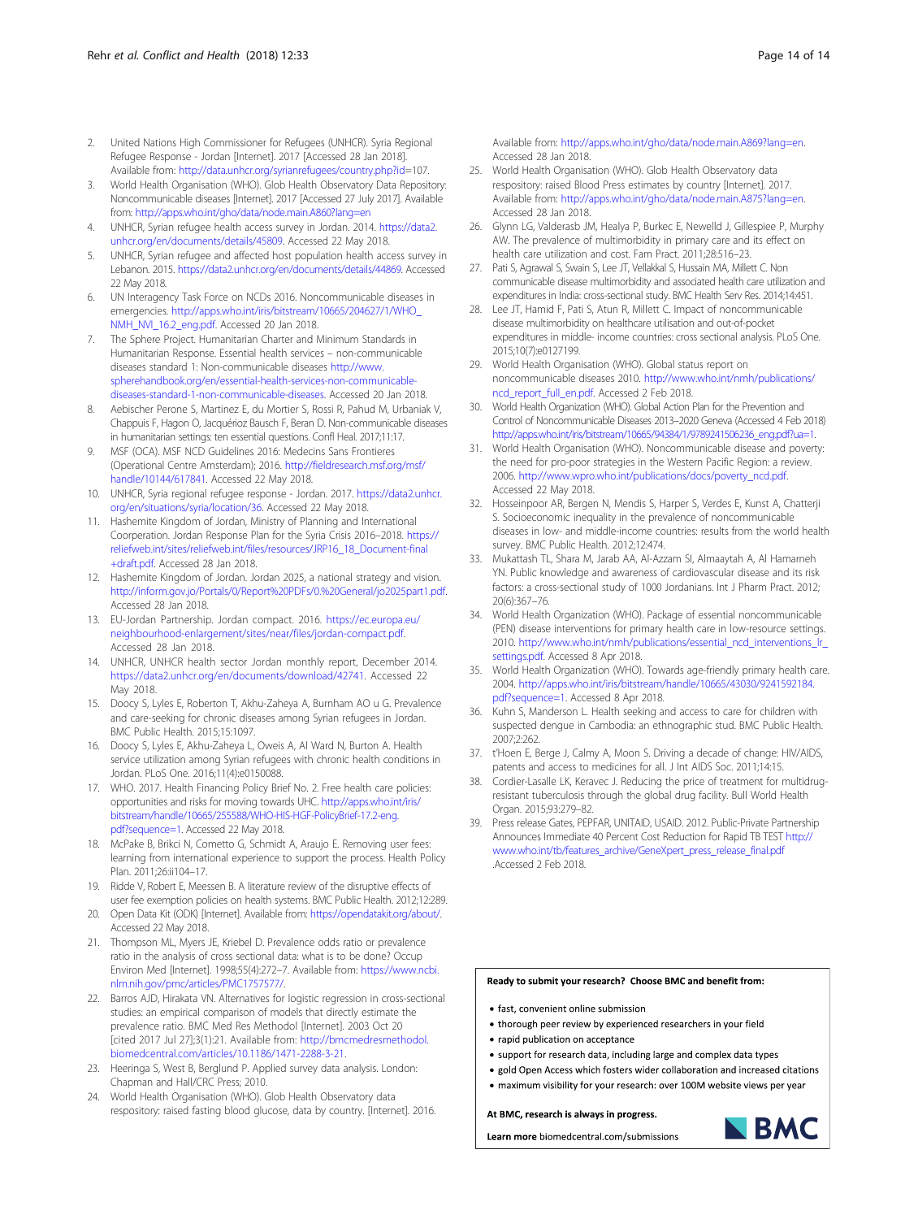2. United Nations High Commissioner for Refugees (UNHCR). Syria Regional Refugee Response - Jordan [Internet]. 2017 [Accessed 28 Jan 2018]. Available from: http://data.unhcr.org/syrianrefugees/country.php?id=107.
3. World Health Organisation (WHO). Glob Health Observatory Data Repository: Noncommunicable diseases [Internet]. 2017 [Accessed 27 July 2017]. Available from: http://apps.who.int/gho/data/node.main.A860?lang=en
4. UNHCR, Syrian refugee health access survey in Jordan. 2014. https://data2.unhcr.org/en/documents/details/45809. Accessed 22 May 2018.
5. UNHCR, Syrian refugee and affected host population health access survey in Lebanon. 2015. https://data2.unhcr.org/en/documents/details/44869. Accessed 22 May 2018.
6. UN Interagency Task Force on NCDs 2016. Noncommunicable diseases in emergencies. http://apps.who.int/iris/bitstream/10665/204627/1/WHO_NMH_NVI_16.2_eng.pdf. Accessed 20 Jan 2018.
7. The Sphere Project. Humanitarian Charter and Minimum Standards in Humanitarian Response. Essential health services – non-communicable diseases standard 1: Non-communicable diseases http://www.spherehandbook.org/en/essential-health-services-non-communicable-diseases-standard-1-non-communicable-diseases. Accessed 20 Jan 2018.
8. Aebischer Perone S, Martinez E, du Mortier S, Rossi R, Pahud M, Urbaniak V, Chappuis F, Hagon O, Jacquériоz Bausch F, Beran D. Non-communicable diseases in humanitarian settings: ten essential questions. Confl Heal. 2017;11:17.
9. MSF (OCA). MSF NCD Guidelines 2016: Medecins Sans Frontieres (Operational Centre Amsterdam); 2016. http://fieldresearch.msf.org/msf/handle/10144/617841. Accessed 22 May 2018.
10. UNHCR, Syria regional refugee response - Jordan. 2017. https://data2.unhcr.org/en/situations/syria/location/36. Accessed 22 May 2018.
11. Hashemite Kingdom of Jordan, Ministry of Planning and International Coorperation. Jordan Response Plan for the Syria Crisis 2016–2018. https://reliefweb.int/sites/reliefweb.int/files/resources/JRP16_18_Document-final+draft.pdf. Accessed 28 Jan 2018.
12. Hashemite Kingdom of Jordan. Jordan 2025, a national strategy and vision. http://inform.gov.jo/Portals/0/Report%20PDFs/0.%20General/jo2025part1.pdf. Accessed 28 Jan 2018.
13. EU-Jordan Partnership. Jordan compact. 2016. https://ec.europa.eu/neighbourhood-enlargement/sites/near/files/jordan-compact.pdf. Accessed 28 Jan 2018.
14. UNHCR, UNHCR health sector Jordan monthly report, December 2014. https://data2.unhcr.org/en/documents/download/42741. Accessed 22 May 2018.
15. Doocy S, Lyles E, Roberton T, Akhu-Zaheya A, Burnham AO u G. Prevalence and care-seeking for chronic diseases among Syrian refugees in Jordan. BMC Public Health. 2015;15:1097.
16. Doocy S, Lyles E, Akhu-Zaheya L, Oweis A, Al Ward N, Burton A. Health service utilization among Syrian refugees with chronic health conditions in Jordan. PLoS One. 2016;11(4):e0150088.
17. WHO. 2017. Health Financing Policy Brief No. 2. Free health care policies: opportunities and risks for moving towards UHC. http://apps.who.int/iris/bitstream/handle/10665/255588/WHO-HIS-HGF-PolicyBrief-17.2-eng.pdf?sequence=1. Accessed 22 May 2018.
18. McPake B, Brikci N, Cometto G, Schmidt A, Araujo E. Removing user fees: learning from international experience to support the process. Health Policy Plan. 2011;26:ii104–17.
19. Ridde V, Robert E, Meessen B. A literature review of the disruptive effects of user fee exemption policies on health systems. BMC Public Health. 2012;12:289.
20. Open Data Kit (ODK) [Internet]. Available from: https://opendatakit.org/about/. Accessed 22 May 2018.
21. Thompson ML, Myers JE, Kriebel D. Prevalence odds ratio or prevalence ratio in the analysis of cross sectional data: what is to be done? Occup Environ Med [Internet]. 1998;55(4):272–7. Available from: https://www.ncbi.nlm.nih.gov/pmc/articles/PMC1757577/.
22. Barros AJD, Hirakata VN. Alternatives for logistic regression in cross-sectional studies: an empirical comparison of models that directly estimate the prevalence ratio. BMC Med Res Methodol [Internet]. 2003 Oct 20 [cited 2017 Jul 27];3(1):21. Available from: http://bmcmedresmethodol.biomedcentral.com/articles/10.1186/1471-2288-3-21.
23. Heeringa S, West B, Berglund P. Applied survey data analysis. London: Chapman and Hall/CRC Press; 2010.
24. World Health Organisation (WHO). Glob Health Observatory data respository: raised fasting blood glucose, data by country. [Internet]. 2016. Available from: http://apps.who.int/gho/data/node.main.A869?lang=en. Accessed 28 Jan 2018.
25. World Health Organisation (WHO). Glob Health Observatory data respository: raised Blood Press estimates by country [Internet]. 2017. Available from: http://apps.who.int/gho/data/node.main.A875?lang=en. Accessed 28 Jan 2018.
26. Glynn LG, Valderasb JM, Healya P, Burkec E, Newelld J, Gillespiee P, Murphy AW. The prevalence of multimorbidity in primary care and its effect on health care utilization and cost. Fam Pract. 2011;28:516–23.
27. Pati S, Agrawal S, Swain S, Lee JT, Vellakkal S, Hussain MA, Millett C. Non communicable disease multimorbidity and associated health care utilization and expenditures in India: cross-sectional study. BMC Health Serv Res. 2014;14:451.
28. Lee JT, Hamid F, Pati S, Atun R, Millett C. Impact of noncommunicable disease multimorbidity on healthcare utilisation and out-of-pocket expenditures in middle- income countries: cross sectional analysis. PLoS One. 2015;10(7):e0127199.
29. World Health Organisation (WHO). Global status report on noncommunicable diseases 2010. http://www.who.int/nmh/publications/ncd_report_full_en.pdf. Accessed 2 Feb 2018.
30. World Health Organization (WHO). Global Action Plan for the Prevention and Control of Noncommunicable Diseases 2013–2020 Geneva (Accessed 4 Feb 2018) http://apps.who.int/iris/bitstream/10665/94384/1/9789241506236_eng.pdf?ua=1.
31. World Health Organisation (WHO). Noncommunicable disease and poverty: the need for pro-poor strategies in the Western Pacific Region: a review. 2006. http://www.wpro.who.int/publications/docs/poverty_ncd.pdf. Accessed 22 May 2018.
32. Hosseinpoor AR, Bergen N, Mendis S, Harper S, Verdes E, Kunst A, Chatterji S. Socioeconomic inequality in the prevalence of noncommunicable diseases in low- and middle-income countries: results from the world health survey. BMC Public Health. 2012;12:474.
33. Mukattash TL, Shara M, Jarab AA, Al-Azzam SI, Almaaytah A, Al Hamarneh YN. Public knowledge and awareness of cardiovascular disease and its risk factors: a cross-sectional study of 1000 Jordanians. Int J Pharm Pract. 2012;20(6):367–76.
34. World Health Organization (WHO). Package of essential noncommunicable (PEN) disease interventions for primary health care in low-resource settings. 2010. http://www.who.int/nmh/publications/essential_ncd_interventions_lr_settings.pdf. Accessed 8 Apr 2018.
35. World Health Organization (WHO). Towards age-friendly primary health care. 2004. http://apps.who.int/iris/bitstream/handle/10665/43030/9241592184.pdf?sequence=1. Accessed 8 Apr 2018.
36. Kuhn S, Manderson L. Health seeking and access to care for children with suspected dengue in Cambodia: an ethnographic stud. BMC Public Health. 2007;2:262.
37. t'Hoen E, Berge J, Calmy A, Moon S. Driving a decade of change: HIV/AIDS, patents and access to medicines for all. J Int AIDS Soc. 2011;14:15.
38. Cordier-Lasalle LK, Keravec J. Reducing the price of treatment for multidrug-resistant tuberculosis through the global drug facility. Bull World Health Organ. 2015;93:279–82.
39. Press release Gates, PEPFAR, UNITAID, USAID. 2012. Public-Private Partnership Announces Immediate 40 Percent Cost Reduction for Rapid TB TEST http://www.who.int/tb/features_archive/GeneXpert_press_release_final.pdf .Accessed 2 Feb 2018.

**Ready to submit your research? Choose BMC and benefit from:**

- fast, convenient online submission
- thorough peer review by experienced researchers in your field
- rapid publication on acceptance
- support for research data, including large and complex data types
- gold Open Access which fosters wider collaboration and increased citations
- maximum visibility for your research: over 100M website views per year

**At BMC, research is always in progress.**

**Learn more** biomedcentral.com/submissions

BMC